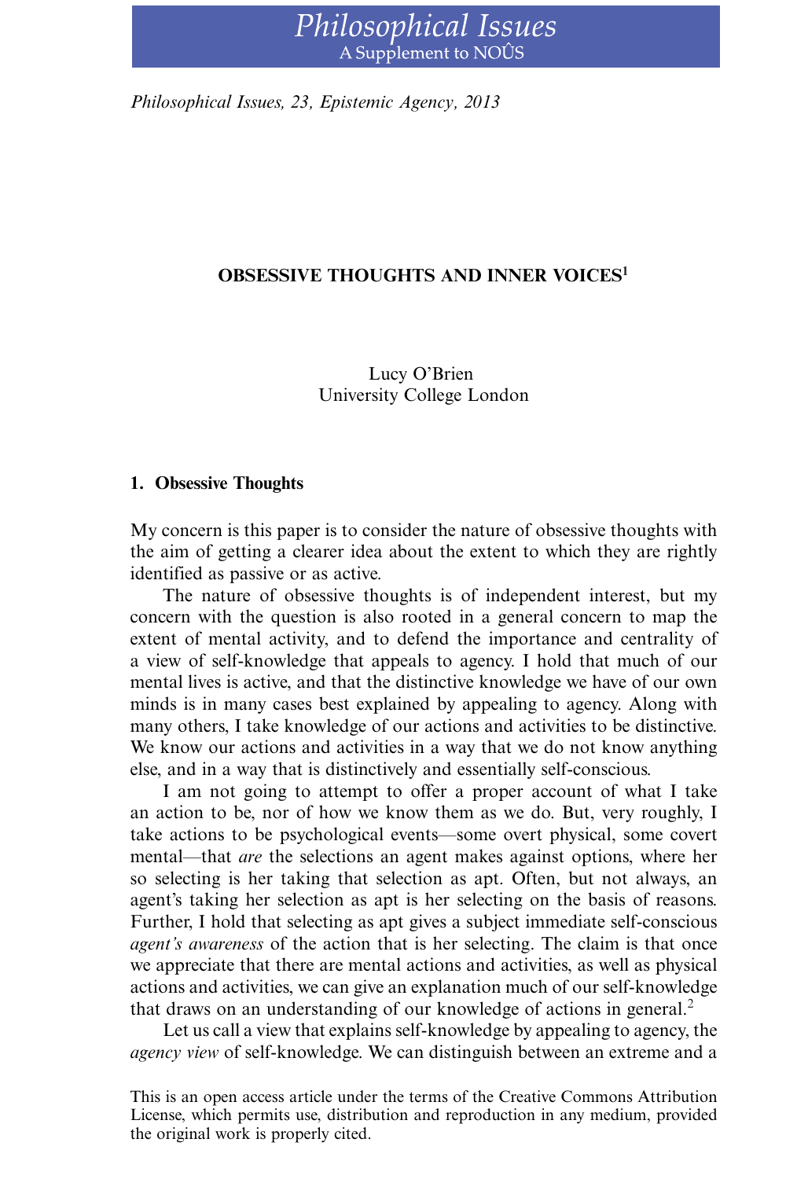Philosophical Issues, 23, Epistemic Agency, 2013

# OBSESSIVE THOUGHTS AND INNER VOICES[1]

Lucy O'Brien
University College London

## 1. Obsessive Thoughts

My concern is this paper is to consider the nature of obsessive thoughts with the aim of getting a clearer idea about the extent to which they are rightly identified as passive or as active.

The nature of obsessive thoughts is of independent interest, but my concern with the question is also rooted in a general concern to map the extent of mental activity, and to defend the importance and centrality of a view of self-knowledge that appeals to agency. I hold that much of our mental lives is active, and that the distinctive knowledge we have of our own minds is in many cases best explained by appealing to agency. Along with many others, I take knowledge of our actions and activities to be distinctive. We know our actions and activities in a way that we do not know anything else, and in a way that is distinctively and essentially self-conscious.

I am not going to attempt to offer a proper account of what I take an action to be, nor of how we know them as we do. But, very roughly, I take actions to be psychological events—some overt physical, some covert mental—that *are* the selections an agent makes against options, where her so selecting is her taking that selection as apt. Often, but not always, an agent's taking her selection as apt is her selecting on the basis of reasons. Further, I hold that selecting as apt gives a subject immediate self-conscious *agent's awareness* of the action that is her selecting. The claim is that once we appreciate that there are mental actions and activities, as well as physical actions and activities, we can give an explanation much of our self-knowledge that draws on an understanding of our knowledge of actions in general.[2]

Let us call a view that explains self-knowledge by appealing to agency, the *agency view* of self-knowledge. We can distinguish between an extreme and a

This is an open access article under the terms of the Creative Commons Attribution License, which permits use, distribution and reproduction in any medium, provided the original work is properly cited.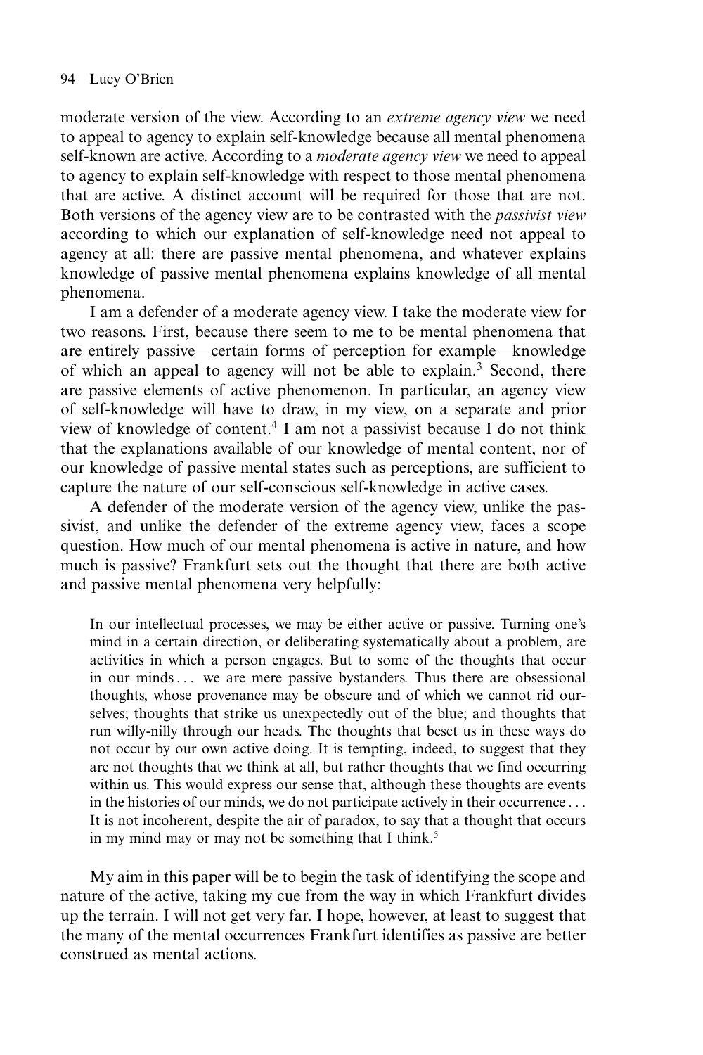moderate version of the view. According to an *extreme agency view* we need to appeal to agency to explain self-knowledge because all mental phenomena self-known are active. According to a *moderate agency view* we need to appeal to agency to explain self-knowledge with respect to those mental phenomena that are active. A distinct account will be required for those that are not. Both versions of the agency view are to be contrasted with the *passivist view* according to which our explanation of self-knowledge need not appeal to agency at all: there are passive mental phenomena, and whatever explains knowledge of passive mental phenomena explains knowledge of all mental phenomena.

I am a defender of a moderate agency view. I take the moderate view for two reasons. First, because there seem to me to be mental phenomena that are entirely passive—certain forms of perception for example—knowledge of which an appeal to agency will not be able to explain.[3] Second, there are passive elements of active phenomenon. In particular, an agency view of self-knowledge will have to draw, in my view, on a separate and prior view of knowledge of content.[4] I am not a passivist because I do not think that the explanations available of our knowledge of mental content, nor of our knowledge of passive mental states such as perceptions, are sufficient to capture the nature of our self-conscious self-knowledge in active cases.

A defender of the moderate version of the agency view, unlike the passivist, and unlike the defender of the extreme agency view, faces a scope question. How much of our mental phenomena is active in nature, and how much is passive? Frankfurt sets out the thought that there are both active and passive mental phenomena very helpfully:

> In our intellectual processes, we may be either active or passive. Turning one's mind in a certain direction, or deliberating systematically about a problem, are activities in which a person engages. But to some of the thoughts that occur in our minds . . . we are mere passive bystanders. Thus there are obsessional thoughts, whose provenance may be obscure and of which we cannot rid ourselves; thoughts that strike us unexpectedly out of the blue; and thoughts that run willy-nilly through our heads. The thoughts that beset us in these ways do not occur by our own active doing. It is tempting, indeed, to suggest that they are not thoughts that we think at all, but rather thoughts that we find occurring within us. This would express our sense that, although these thoughts are events in the histories of our minds, we do not participate actively in their occurrence . . . It is not incoherent, despite the air of paradox, to say that a thought that occurs in my mind may or may not be something that I think.[5]

My aim in this paper will be to begin the task of identifying the scope and nature of the active, taking my cue from the way in which Frankfurt divides up the terrain. I will not get very far. I hope, however, at least to suggest that the many of the mental occurrences Frankfurt identifies as passive are better construed as mental actions.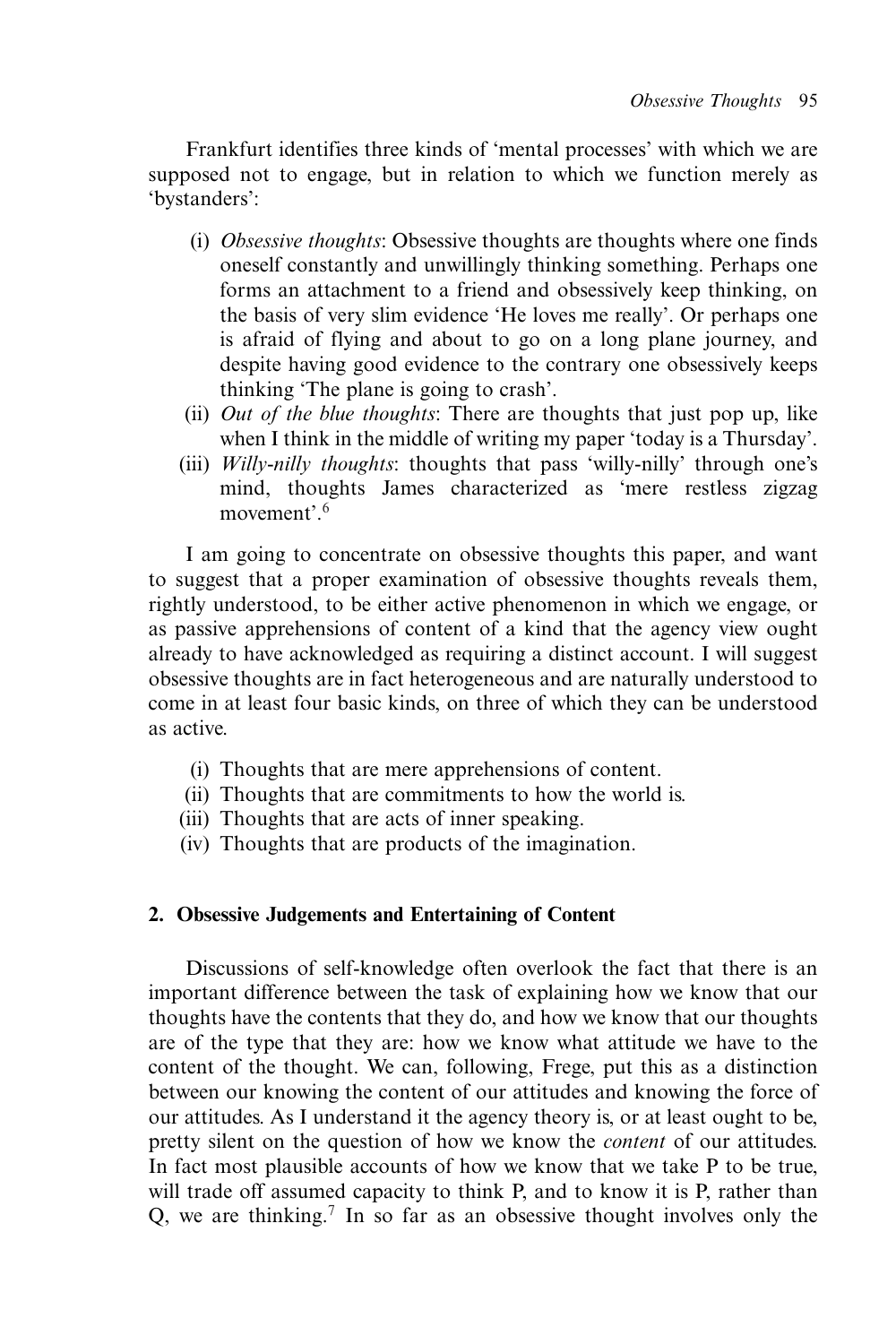Frankfurt identifies three kinds of 'mental processes' with which we are supposed not to engage, but in relation to which we function merely as 'bystanders':

(i) *Obsessive thoughts*: Obsessive thoughts are thoughts where one finds oneself constantly and unwillingly thinking something. Perhaps one forms an attachment to a friend and obsessively keep thinking, on the basis of very slim evidence 'He loves me really'. Or perhaps one is afraid of flying and about to go on a long plane journey, and despite having good evidence to the contrary one obsessively keeps thinking 'The plane is going to crash'.

(ii) *Out of the blue thoughts*: There are thoughts that just pop up, like when I think in the middle of writing my paper 'today is a Thursday'.

(iii) *Willy-nilly thoughts*: thoughts that pass 'willy-nilly' through one's mind, thoughts James characterized as 'mere restless zigzag movement'.[6]

I am going to concentrate on obsessive thoughts this paper, and want to suggest that a proper examination of obsessive thoughts reveals them, rightly understood, to be either active phenomenon in which we engage, or as passive apprehensions of content of a kind that the agency view ought already to have acknowledged as requiring a distinct account. I will suggest obsessive thoughts are in fact heterogeneous and are naturally understood to come in at least four basic kinds, on three of which they can be understood as active.

(i) Thoughts that are mere apprehensions of content.
(ii) Thoughts that are commitments to how the world is.
(iii) Thoughts that are acts of inner speaking.
(iv) Thoughts that are products of the imagination.

## 2. Obsessive Judgements and Entertaining of Content

Discussions of self-knowledge often overlook the fact that there is an important difference between the task of explaining how we know that our thoughts have the contents that they do, and how we know that our thoughts are of the type that they are: how we know what attitude we have to the content of the thought. We can, following, Frege, put this as a distinction between our knowing the content of our attitudes and knowing the force of our attitudes. As I understand it the agency theory is, or at least ought to be, pretty silent on the question of how we know the *content* of our attitudes. In fact most plausible accounts of how we know that we take P to be true, will trade off assumed capacity to think P, and to know it is P, rather than Q, we are thinking.[7] In so far as an obsessive thought involves only the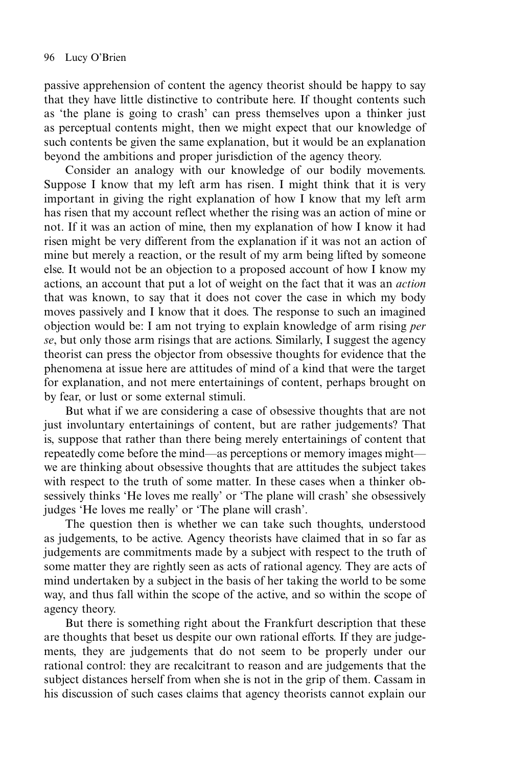passive apprehension of content the agency theorist should be happy to say that they have little distinctive to contribute here. If thought contents such as 'the plane is going to crash' can press themselves upon a thinker just as perceptual contents might, then we might expect that our knowledge of such contents be given the same explanation, but it would be an explanation beyond the ambitions and proper jurisdiction of the agency theory.

Consider an analogy with our knowledge of our bodily movements. Suppose I know that my left arm has risen. I might think that it is very important in giving the right explanation of how I know that my left arm has risen that my account reflect whether the rising was an action of mine or not. If it was an action of mine, then my explanation of how I know it had risen might be very different from the explanation if it was not an action of mine but merely a reaction, or the result of my arm being lifted by someone else. It would not be an objection to a proposed account of how I know my actions, an account that put a lot of weight on the fact that it was an *action* that was known, to say that it does not cover the case in which my body moves passively and I know that it does. The response to such an imagined objection would be: I am not trying to explain knowledge of arm rising *per se*, but only those arm risings that are actions. Similarly, I suggest the agency theorist can press the objector from obsessive thoughts for evidence that the phenomena at issue here are attitudes of mind of a kind that were the target for explanation, and not mere entertainings of content, perhaps brought on by fear, or lust or some external stimuli.

But what if we are considering a case of obsessive thoughts that are not just involuntary entertainings of content, but are rather judgements? That is, suppose that rather than there being merely entertainings of content that repeatedly come before the mind—as perceptions or memory images might—we are thinking about obsessive thoughts that are attitudes the subject takes with respect to the truth of some matter. In these cases when a thinker obsessively thinks 'He loves me really' or 'The plane will crash' she obsessively judges 'He loves me really' or 'The plane will crash'.

The question then is whether we can take such thoughts, understood as judgements, to be active. Agency theorists have claimed that in so far as judgements are commitments made by a subject with respect to the truth of some matter they are rightly seen as acts of rational agency. They are acts of mind undertaken by a subject in the basis of her taking the world to be some way, and thus fall within the scope of the active, and so within the scope of agency theory.

But there is something right about the Frankfurt description that these are thoughts that beset us despite our own rational efforts. If they are judgements, they are judgements that do not seem to be properly under our rational control: they are recalcitrant to reason and are judgements that the subject distances herself from when she is not in the grip of them. Cassam in his discussion of such cases claims that agency theorists cannot explain our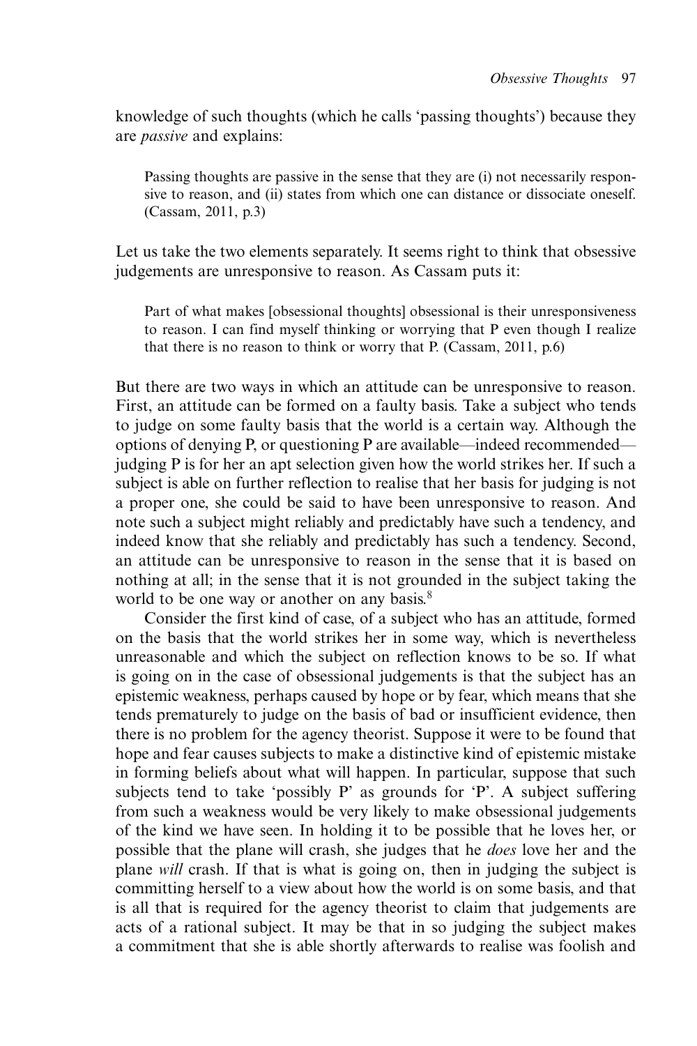knowledge of such thoughts (which he calls 'passing thoughts') because they are *passive* and explains:

> Passing thoughts are passive in the sense that they are (i) not necessarily responsive to reason, and (ii) states from which one can distance or dissociate oneself. (Cassam, 2011, p.3)

Let us take the two elements separately. It seems right to think that obsessive judgements are unresponsive to reason. As Cassam puts it:

> Part of what makes [obsessional thoughts] obsessional is their unresponsiveness to reason. I can find myself thinking or worrying that P even though I realize that there is no reason to think or worry that P. (Cassam, 2011, p.6)

But there are two ways in which an attitude can be unresponsive to reason. First, an attitude can be formed on a faulty basis. Take a subject who tends to judge on some faulty basis that the world is a certain way. Although the options of denying P, or questioning P are available—indeed recommended—judging P is for her an apt selection given how the world strikes her. If such a subject is able on further reflection to realise that her basis for judging is not a proper one, she could be said to have been unresponsive to reason. And note such a subject might reliably and predictably have such a tendency, and indeed know that she reliably and predictably has such a tendency. Second, an attitude can be unresponsive to reason in the sense that it is based on nothing at all; in the sense that it is not grounded in the subject taking the world to be one way or another on any basis.[8]

Consider the first kind of case, of a subject who has an attitude, formed on the basis that the world strikes her in some way, which is nevertheless unreasonable and which the subject on reflection knows to be so. If what is going on in the case of obsessional judgements is that the subject has an epistemic weakness, perhaps caused by hope or by fear, which means that she tends prematurely to judge on the basis of bad or insufficient evidence, then there is no problem for the agency theorist. Suppose it were to be found that hope and fear causes subjects to make a distinctive kind of epistemic mistake in forming beliefs about what will happen. In particular, suppose that such subjects tend to take 'possibly P' as grounds for 'P'. A subject suffering from such a weakness would be very likely to make obsessional judgements of the kind we have seen. In holding it to be possible that he loves her, or possible that the plane will crash, she judges that he *does* love her and the plane *will* crash. If that is what is going on, then in judging the subject is committing herself to a view about how the world is on some basis, and that is all that is required for the agency theorist to claim that judgements are acts of a rational subject. It may be that in so judging the subject makes a commitment that she is able shortly afterwards to realise was foolish and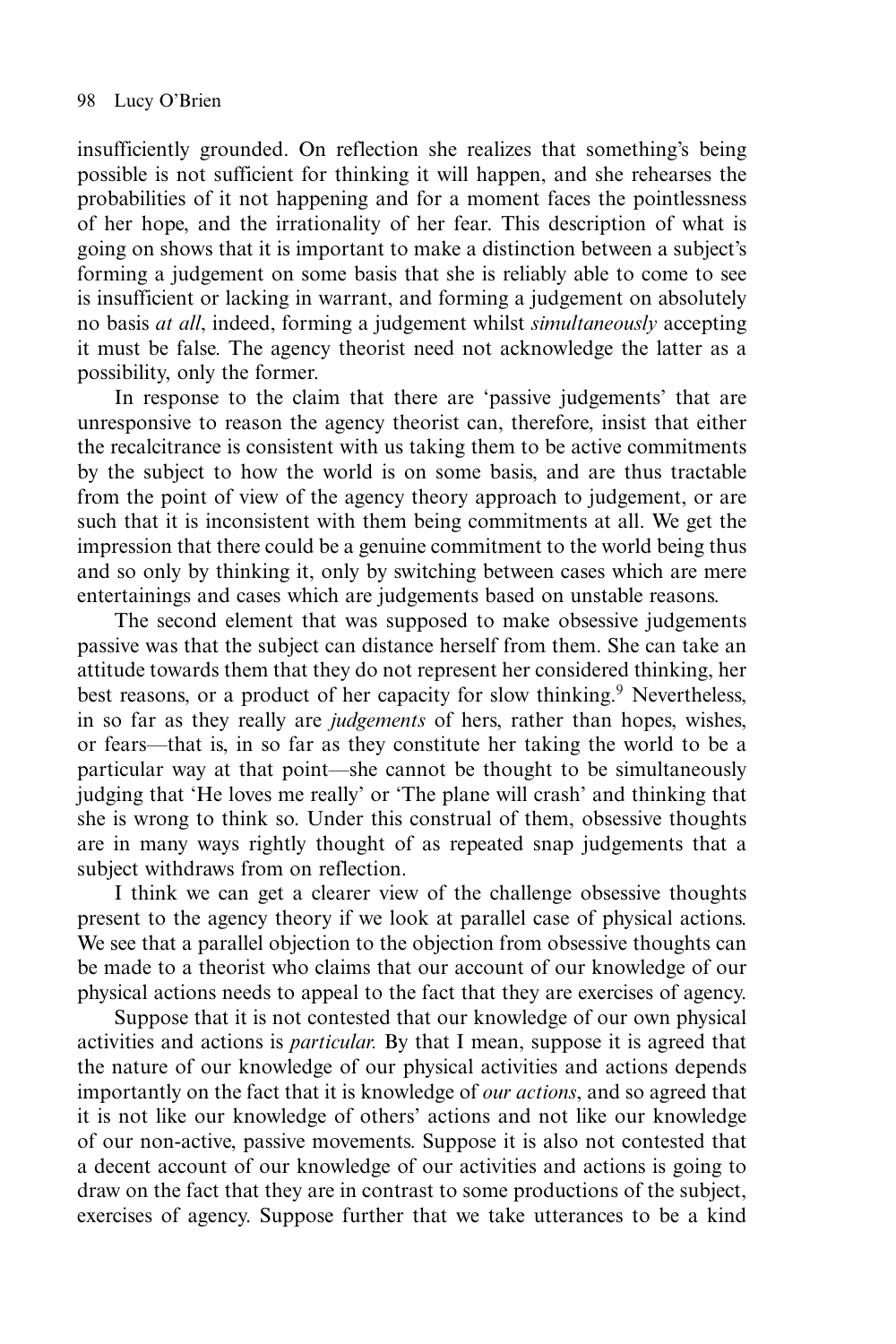insufficiently grounded. On reflection she realizes that something's being possible is not sufficient for thinking it will happen, and she rehearses the probabilities of it not happening and for a moment faces the pointlessness of her hope, and the irrationality of her fear. This description of what is going on shows that it is important to make a distinction between a subject's forming a judgement on some basis that she is reliably able to come to see is insufficient or lacking in warrant, and forming a judgement on absolutely no basis *at all*, indeed, forming a judgement whilst *simultaneously* accepting it must be false. The agency theorist need not acknowledge the latter as a possibility, only the former.

In response to the claim that there are 'passive judgements' that are unresponsive to reason the agency theorist can, therefore, insist that either the recalcitrance is consistent with us taking them to be active commitments by the subject to how the world is on some basis, and are thus tractable from the point of view of the agency theory approach to judgement, or are such that it is inconsistent with them being commitments at all. We get the impression that there could be a genuine commitment to the world being thus and so only by thinking it, only by switching between cases which are mere entertainings and cases which are judgements based on unstable reasons.

The second element that was supposed to make obsessive judgements passive was that the subject can distance herself from them. She can take an attitude towards them that they do not represent her considered thinking, her best reasons, or a product of her capacity for slow thinking.[9] Nevertheless, in so far as they really are *judgements* of hers, rather than hopes, wishes, or fears—that is, in so far as they constitute her taking the world to be a particular way at that point—she cannot be thought to be simultaneously judging that 'He loves me really' or 'The plane will crash' and thinking that she is wrong to think so. Under this construal of them, obsessive thoughts are in many ways rightly thought of as repeated snap judgements that a subject withdraws from on reflection.

I think we can get a clearer view of the challenge obsessive thoughts present to the agency theory if we look at parallel case of physical actions. We see that a parallel objection to the objection from obsessive thoughts can be made to a theorist who claims that our account of our knowledge of our physical actions needs to appeal to the fact that they are exercises of agency.

Suppose that it is not contested that our knowledge of our own physical activities and actions is *particular.* By that I mean, suppose it is agreed that the nature of our knowledge of our physical activities and actions depends importantly on the fact that it is knowledge of *our actions*, and so agreed that it is not like our knowledge of others' actions and not like our knowledge of our non-active, passive movements. Suppose it is also not contested that a decent account of our knowledge of our activities and actions is going to draw on the fact that they are in contrast to some productions of the subject, exercises of agency. Suppose further that we take utterances to be a kind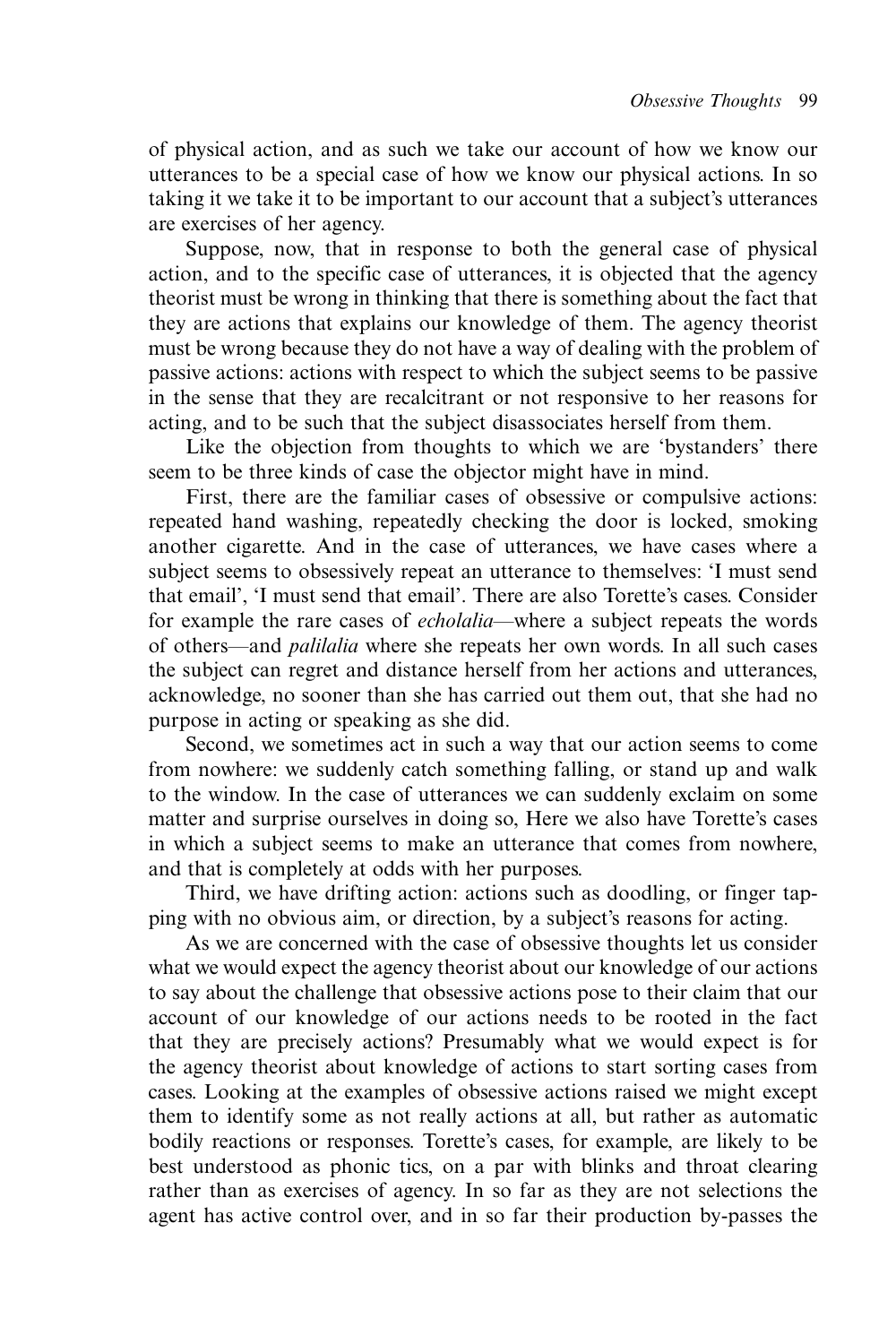of physical action, and as such we take our account of how we know our utterances to be a special case of how we know our physical actions. In so taking it we take it to be important to our account that a subject's utterances are exercises of her agency.

Suppose, now, that in response to both the general case of physical action, and to the specific case of utterances, it is objected that the agency theorist must be wrong in thinking that there is something about the fact that they are actions that explains our knowledge of them. The agency theorist must be wrong because they do not have a way of dealing with the problem of passive actions: actions with respect to which the subject seems to be passive in the sense that they are recalcitrant or not responsive to her reasons for acting, and to be such that the subject disassociates herself from them.

Like the objection from thoughts to which we are 'bystanders' there seem to be three kinds of case the objector might have in mind.

First, there are the familiar cases of obsessive or compulsive actions: repeated hand washing, repeatedly checking the door is locked, smoking another cigarette. And in the case of utterances, we have cases where a subject seems to obsessively repeat an utterance to themselves: 'I must send that email', 'I must send that email'. There are also Torette's cases. Consider for example the rare cases of *echolalia*—where a subject repeats the words of others—and *palilalia* where she repeats her own words. In all such cases the subject can regret and distance herself from her actions and utterances, acknowledge, no sooner than she has carried out them out, that she had no purpose in acting or speaking as she did.

Second, we sometimes act in such a way that our action seems to come from nowhere: we suddenly catch something falling, or stand up and walk to the window. In the case of utterances we can suddenly exclaim on some matter and surprise ourselves in doing so, Here we also have Torette's cases in which a subject seems to make an utterance that comes from nowhere, and that is completely at odds with her purposes.

Third, we have drifting action: actions such as doodling, or finger tapping with no obvious aim, or direction, by a subject's reasons for acting.

As we are concerned with the case of obsessive thoughts let us consider what we would expect the agency theorist about our knowledge of our actions to say about the challenge that obsessive actions pose to their claim that our account of our knowledge of our actions needs to be rooted in the fact that they are precisely actions? Presumably what we would expect is for the agency theorist about knowledge of actions to start sorting cases from cases. Looking at the examples of obsessive actions raised we might except them to identify some as not really actions at all, but rather as automatic bodily reactions or responses. Torette's cases, for example, are likely to be best understood as phonic tics, on a par with blinks and throat clearing rather than as exercises of agency. In so far as they are not selections the agent has active control over, and in so far their production by-passes the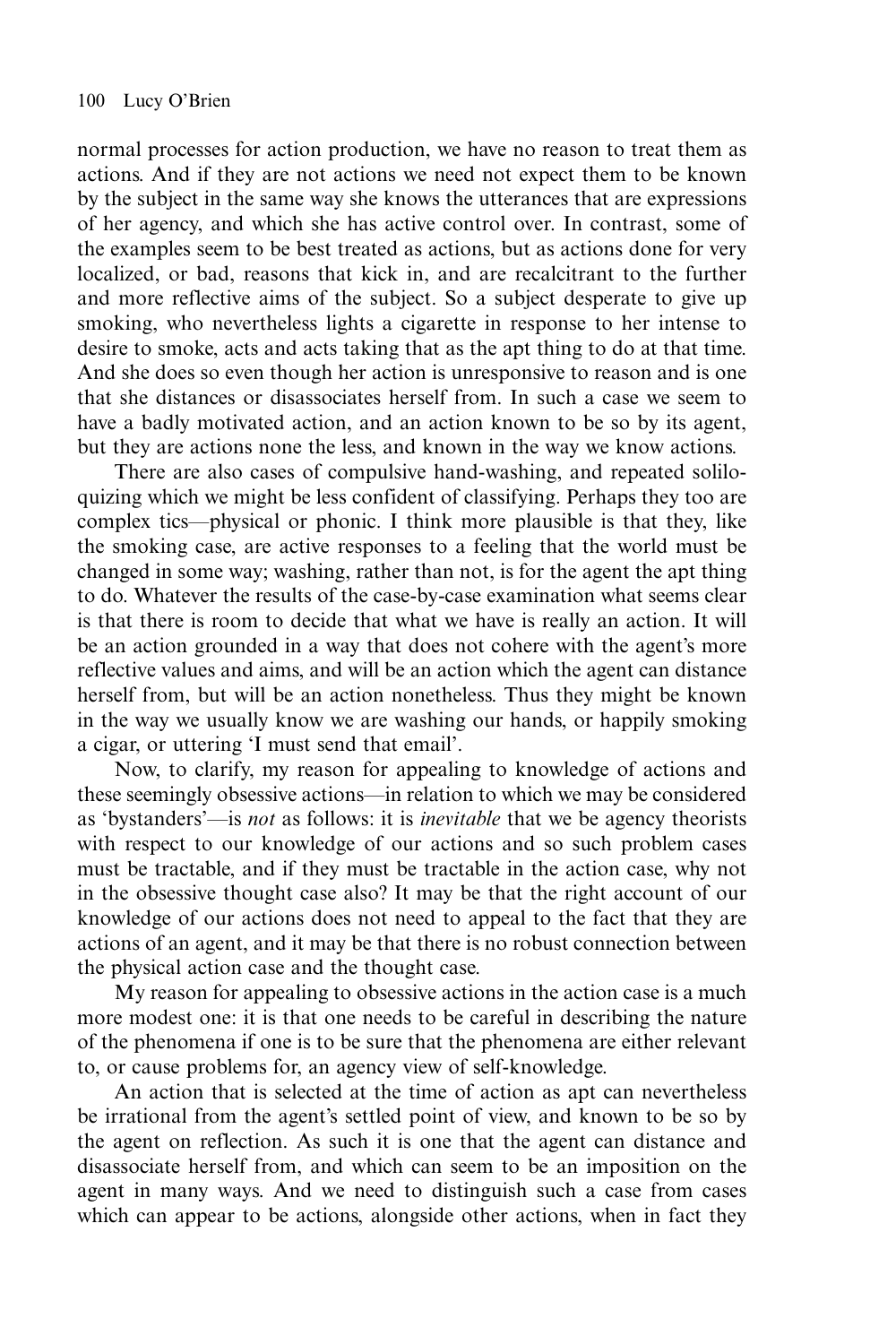normal processes for action production, we have no reason to treat them as actions. And if they are not actions we need not expect them to be known by the subject in the same way she knows the utterances that are expressions of her agency, and which she has active control over. In contrast, some of the examples seem to be best treated as actions, but as actions done for very localized, or bad, reasons that kick in, and are recalcitrant to the further and more reflective aims of the subject. So a subject desperate to give up smoking, who nevertheless lights a cigarette in response to her intense to desire to smoke, acts and acts taking that as the apt thing to do at that time. And she does so even though her action is unresponsive to reason and is one that she distances or disassociates herself from. In such a case we seem to have a badly motivated action, and an action known to be so by its agent, but they are actions none the less, and known in the way we know actions.

There are also cases of compulsive hand-washing, and repeated soliloquizing which we might be less confident of classifying. Perhaps they too are complex tics—physical or phonic. I think more plausible is that they, like the smoking case, are active responses to a feeling that the world must be changed in some way; washing, rather than not, is for the agent the apt thing to do. Whatever the results of the case-by-case examination what seems clear is that there is room to decide that what we have is really an action. It will be an action grounded in a way that does not cohere with the agent's more reflective values and aims, and will be an action which the agent can distance herself from, but will be an action nonetheless. Thus they might be known in the way we usually know we are washing our hands, or happily smoking a cigar, or uttering 'I must send that email'.

Now, to clarify, my reason for appealing to knowledge of actions and these seemingly obsessive actions—in relation to which we may be considered as 'bystanders'—is *not* as follows: it is *inevitable* that we be agency theorists with respect to our knowledge of our actions and so such problem cases must be tractable, and if they must be tractable in the action case, why not in the obsessive thought case also? It may be that the right account of our knowledge of our actions does not need to appeal to the fact that they are actions of an agent, and it may be that there is no robust connection between the physical action case and the thought case.

My reason for appealing to obsessive actions in the action case is a much more modest one: it is that one needs to be careful in describing the nature of the phenomena if one is to be sure that the phenomena are either relevant to, or cause problems for, an agency view of self-knowledge.

An action that is selected at the time of action as apt can nevertheless be irrational from the agent's settled point of view, and known to be so by the agent on reflection. As such it is one that the agent can distance and disassociate herself from, and which can seem to be an imposition on the agent in many ways. And we need to distinguish such a case from cases which can appear to be actions, alongside other actions, when in fact they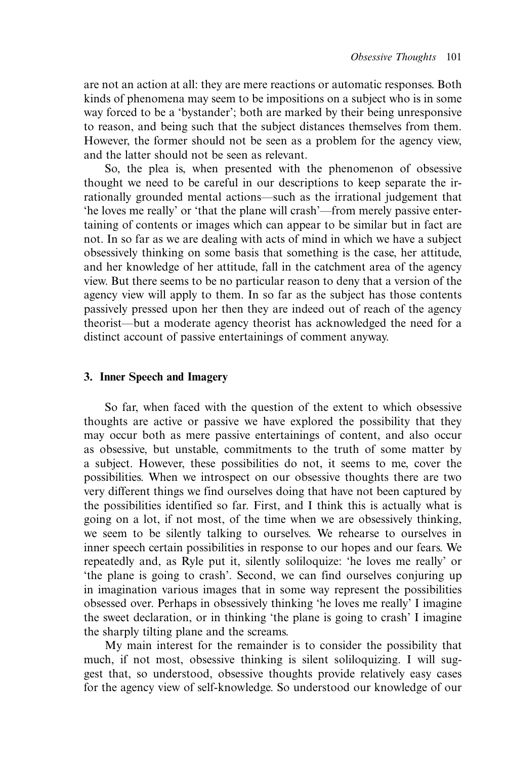are not an action at all: they are mere reactions or automatic responses. Both kinds of phenomena may seem to be impositions on a subject who is in some way forced to be a 'bystander'; both are marked by their being unresponsive to reason, and being such that the subject distances themselves from them. However, the former should not be seen as a problem for the agency view, and the latter should not be seen as relevant.

So, the plea is, when presented with the phenomenon of obsessive thought we need to be careful in our descriptions to keep separate the irrationally grounded mental actions—such as the irrational judgement that 'he loves me really' or 'that the plane will crash'—from merely passive entertaining of contents or images which can appear to be similar but in fact are not. In so far as we are dealing with acts of mind in which we have a subject obsessively thinking on some basis that something is the case, her attitude, and her knowledge of her attitude, fall in the catchment area of the agency view. But there seems to be no particular reason to deny that a version of the agency view will apply to them. In so far as the subject has those contents passively pressed upon her then they are indeed out of reach of the agency theorist—but a moderate agency theorist has acknowledged the need for a distinct account of passive entertainings of comment anyway.

### 3. Inner Speech and Imagery

So far, when faced with the question of the extent to which obsessive thoughts are active or passive we have explored the possibility that they may occur both as mere passive entertainings of content, and also occur as obsessive, but unstable, commitments to the truth of some matter by a subject. However, these possibilities do not, it seems to me, cover the possibilities. When we introspect on our obsessive thoughts there are two very different things we find ourselves doing that have not been captured by the possibilities identified so far. First, and I think this is actually what is going on a lot, if not most, of the time when we are obsessively thinking, we seem to be silently talking to ourselves. We rehearse to ourselves in inner speech certain possibilities in response to our hopes and our fears. We repeatedly and, as Ryle put it, silently soliloquize: 'he loves me really' or 'the plane is going to crash'. Second, we can find ourselves conjuring up in imagination various images that in some way represent the possibilities obsessed over. Perhaps in obsessively thinking 'he loves me really' I imagine the sweet declaration, or in thinking 'the plane is going to crash' I imagine the sharply tilting plane and the screams.

My main interest for the remainder is to consider the possibility that much, if not most, obsessive thinking is silent soliloquizing. I will suggest that, so understood, obsessive thoughts provide relatively easy cases for the agency view of self-knowledge. So understood our knowledge of our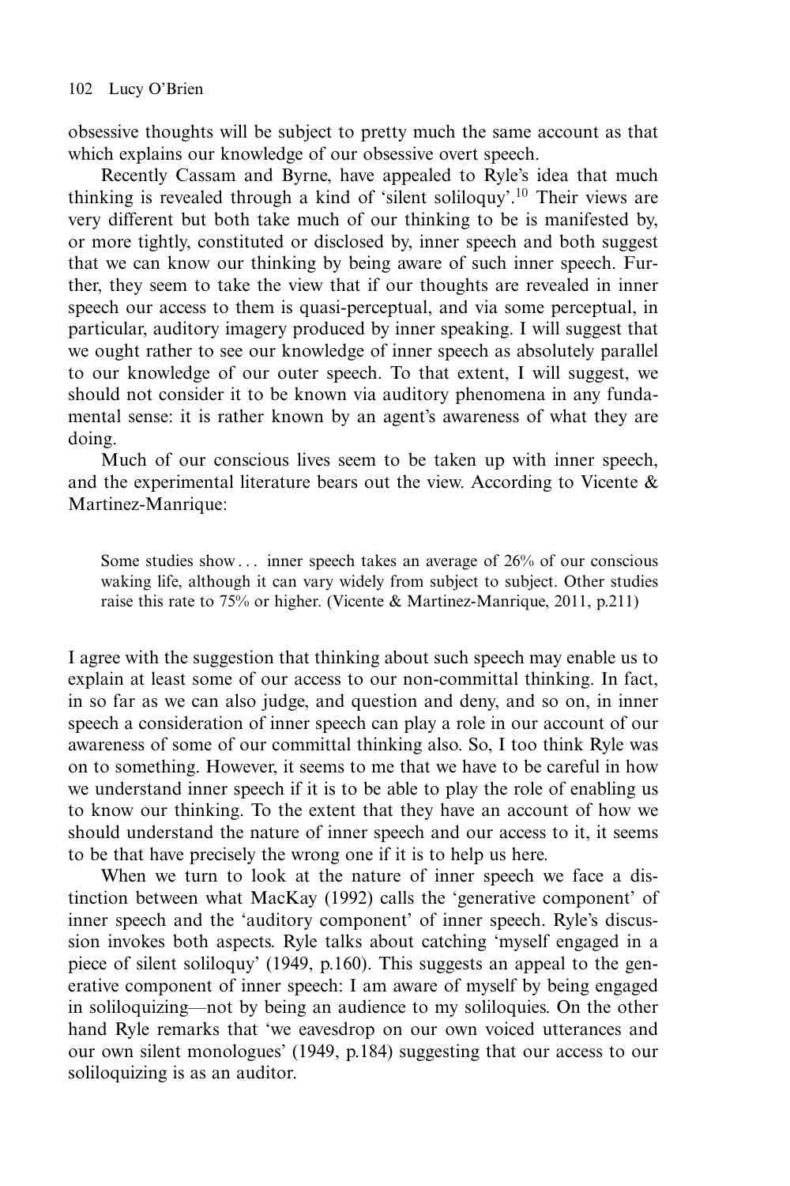obsessive thoughts will be subject to pretty much the same account as that which explains our knowledge of our obsessive overt speech.

Recently Cassam and Byrne, have appealed to Ryle's idea that much thinking is revealed through a kind of 'silent soliloquy'.[10] Their views are very different but both take much of our thinking to be is manifested by, or more tightly, constituted or disclosed by, inner speech and both suggest that we can know our thinking by being aware of such inner speech. Further, they seem to take the view that if our thoughts are revealed in inner speech our access to them is quasi-perceptual, and via some perceptual, in particular, auditory imagery produced by inner speaking. I will suggest that we ought rather to see our knowledge of inner speech as absolutely parallel to our knowledge of our outer speech. To that extent, I will suggest, we should not consider it to be known via auditory phenomena in any fundamental sense: it is rather known by an agent's awareness of what they are doing.

Much of our conscious lives seem to be taken up with inner speech, and the experimental literature bears out the view. According to Vicente & Martinez-Manrique:

> Some studies show . . . inner speech takes an average of 26% of our conscious waking life, although it can vary widely from subject to subject. Other studies raise this rate to 75% or higher. (Vicente & Martinez-Manrique, 2011, p.211)

I agree with the suggestion that thinking about such speech may enable us to explain at least some of our access to our non-committal thinking. In fact, in so far as we can also judge, and question and deny, and so on, in inner speech a consideration of inner speech can play a role in our account of our awareness of some of our committal thinking also. So, I too think Ryle was on to something. However, it seems to me that we have to be careful in how we understand inner speech if it is to be able to play the role of enabling us to know our thinking. To the extent that they have an account of how we should understand the nature of inner speech and our access to it, it seems to be that have precisely the wrong one if it is to help us here.

When we turn to look at the nature of inner speech we face a distinction between what MacKay (1992) calls the 'generative component' of inner speech and the 'auditory component' of inner speech. Ryle's discussion invokes both aspects. Ryle talks about catching 'myself engaged in a piece of silent soliloquy' (1949, p.160). This suggests an appeal to the generative component of inner speech: I am aware of myself by being engaged in soliloquizing—not by being an audience to my soliloquies. On the other hand Ryle remarks that 'we eavesdrop on our own voiced utterances and our own silent monologues' (1949, p.184) suggesting that our access to our soliloquizing is as an auditor.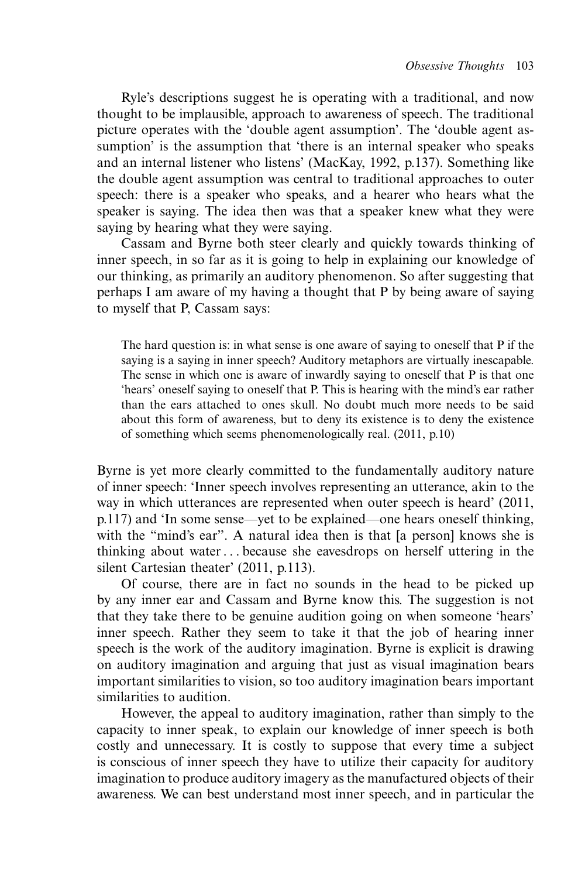Ryle's descriptions suggest he is operating with a traditional, and now thought to be implausible, approach to awareness of speech. The traditional picture operates with the 'double agent assumption'. The 'double agent assumption' is the assumption that 'there is an internal speaker who speaks and an internal listener who listens' (MacKay, 1992, p.137). Something like the double agent assumption was central to traditional approaches to outer speech: there is a speaker who speaks, and a hearer who hears what the speaker is saying. The idea then was that a speaker knew what they were saying by hearing what they were saying.

Cassam and Byrne both steer clearly and quickly towards thinking of inner speech, in so far as it is going to help in explaining our knowledge of our thinking, as primarily an auditory phenomenon. So after suggesting that perhaps I am aware of my having a thought that P by being aware of saying to myself that P, Cassam says:

> The hard question is: in what sense is one aware of saying to oneself that P if the saying is a saying in inner speech? Auditory metaphors are virtually inescapable. The sense in which one is aware of inwardly saying to oneself that P is that one 'hears' oneself saying to oneself that P. This is hearing with the mind's ear rather than the ears attached to ones skull. No doubt much more needs to be said about this form of awareness, but to deny its existence is to deny the existence of something which seems phenomenologically real. (2011, p.10)

Byrne is yet more clearly committed to the fundamentally auditory nature of inner speech: 'Inner speech involves representing an utterance, akin to the way in which utterances are represented when outer speech is heard' (2011, p.117) and 'In some sense—yet to be explained—one hears oneself thinking, with the "mind's ear". A natural idea then is that [a person] knows she is thinking about water . . . because she eavesdrops on herself uttering in the silent Cartesian theater' (2011, p.113).

Of course, there are in fact no sounds in the head to be picked up by any inner ear and Cassam and Byrne know this. The suggestion is not that they take there to be genuine audition going on when someone 'hears' inner speech. Rather they seem to take it that the job of hearing inner speech is the work of the auditory imagination. Byrne is explicit is drawing on auditory imagination and arguing that just as visual imagination bears important similarities to vision, so too auditory imagination bears important similarities to audition.

However, the appeal to auditory imagination, rather than simply to the capacity to inner speak, to explain our knowledge of inner speech is both costly and unnecessary. It is costly to suppose that every time a subject is conscious of inner speech they have to utilize their capacity for auditory imagination to produce auditory imagery as the manufactured objects of their awareness. We can best understand most inner speech, and in particular the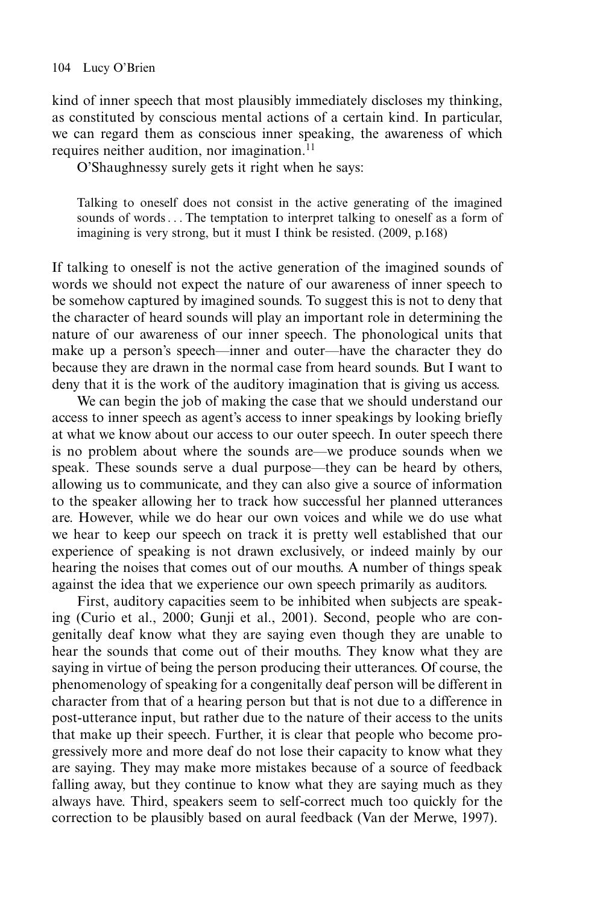kind of inner speech that most plausibly immediately discloses my thinking, as constituted by conscious mental actions of a certain kind. In particular, we can regard them as conscious inner speaking, the awareness of which requires neither audition, nor imagination.[11]

O'Shaughnessy surely gets it right when he says:

> Talking to oneself does not consist in the active generating of the imagined sounds of words . . . The temptation to interpret talking to oneself as a form of imagining is very strong, but it must I think be resisted. (2009, p.168)

If talking to oneself is not the active generation of the imagined sounds of words we should not expect the nature of our awareness of inner speech to be somehow captured by imagined sounds. To suggest this is not to deny that the character of heard sounds will play an important role in determining the nature of our awareness of our inner speech. The phonological units that make up a person's speech—inner and outer—have the character they do because they are drawn in the normal case from heard sounds. But I want to deny that it is the work of the auditory imagination that is giving us access.

We can begin the job of making the case that we should understand our access to inner speech as agent's access to inner speakings by looking briefly at what we know about our access to our outer speech. In outer speech there is no problem about where the sounds are—we produce sounds when we speak. These sounds serve a dual purpose—they can be heard by others, allowing us to communicate, and they can also give a source of information to the speaker allowing her to track how successful her planned utterances are. However, while we do hear our own voices and while we do use what we hear to keep our speech on track it is pretty well established that our experience of speaking is not drawn exclusively, or indeed mainly by our hearing the noises that comes out of our mouths. A number of things speak against the idea that we experience our own speech primarily as auditors.

First, auditory capacities seem to be inhibited when subjects are speaking (Curio et al., 2000; Gunji et al., 2001). Second, people who are congenitally deaf know what they are saying even though they are unable to hear the sounds that come out of their mouths. They know what they are saying in virtue of being the person producing their utterances. Of course, the phenomenology of speaking for a congenitally deaf person will be different in character from that of a hearing person but that is not due to a difference in post-utterance input, but rather due to the nature of their access to the units that make up their speech. Further, it is clear that people who become progressively more and more deaf do not lose their capacity to know what they are saying. They may make more mistakes because of a source of feedback falling away, but they continue to know what they are saying much as they always have. Third, speakers seem to self-correct much too quickly for the correction to be plausibly based on aural feedback (Van der Merwe, 1997).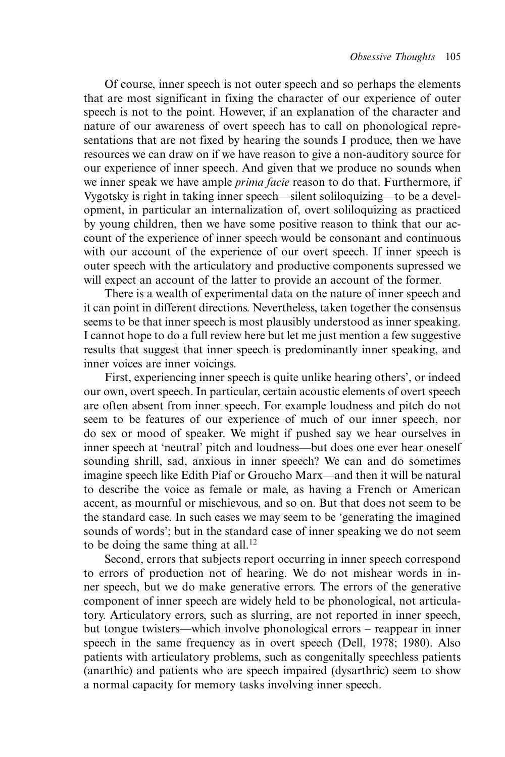Of course, inner speech is not outer speech and so perhaps the elements that are most significant in fixing the character of our experience of outer speech is not to the point. However, if an explanation of the character and nature of our awareness of overt speech has to call on phonological representations that are not fixed by hearing the sounds I produce, then we have resources we can draw on if we have reason to give a non-auditory source for our experience of inner speech. And given that we produce no sounds when we inner speak we have ample *prima facie* reason to do that. Furthermore, if Vygotsky is right in taking inner speech—silent soliloquizing—to be a development, in particular an internalization of, overt soliloquizing as practiced by young children, then we have some positive reason to think that our account of the experience of inner speech would be consonant and continuous with our account of the experience of our overt speech. If inner speech is outer speech with the articulatory and productive components supressed we will expect an account of the latter to provide an account of the former.

There is a wealth of experimental data on the nature of inner speech and it can point in different directions. Nevertheless, taken together the consensus seems to be that inner speech is most plausibly understood as inner speaking. I cannot hope to do a full review here but let me just mention a few suggestive results that suggest that inner speech is predominantly inner speaking, and inner voices are inner voicings.

First, experiencing inner speech is quite unlike hearing others', or indeed our own, overt speech. In particular, certain acoustic elements of overt speech are often absent from inner speech. For example loudness and pitch do not seem to be features of our experience of much of our inner speech, nor do sex or mood of speaker. We might if pushed say we hear ourselves in inner speech at 'neutral' pitch and loudness—but does one ever hear oneself sounding shrill, sad, anxious in inner speech? We can and do sometimes imagine speech like Edith Piaf or Groucho Marx—and then it will be natural to describe the voice as female or male, as having a French or American accent, as mournful or mischievous, and so on. But that does not seem to be the standard case. In such cases we may seem to be 'generating the imagined sounds of words'; but in the standard case of inner speaking we do not seem to be doing the same thing at all.[12]

Second, errors that subjects report occurring in inner speech correspond to errors of production not of hearing. We do not mishear words in inner speech, but we do make generative errors. The errors of the generative component of inner speech are widely held to be phonological, not articulatory. Articulatory errors, such as slurring, are not reported in inner speech, but tongue twisters—which involve phonological errors – reappear in inner speech in the same frequency as in overt speech (Dell, 1978; 1980). Also patients with articulatory problems, such as congenitally speechless patients (anarthic) and patients who are speech impaired (dysarthric) seem to show a normal capacity for memory tasks involving inner speech.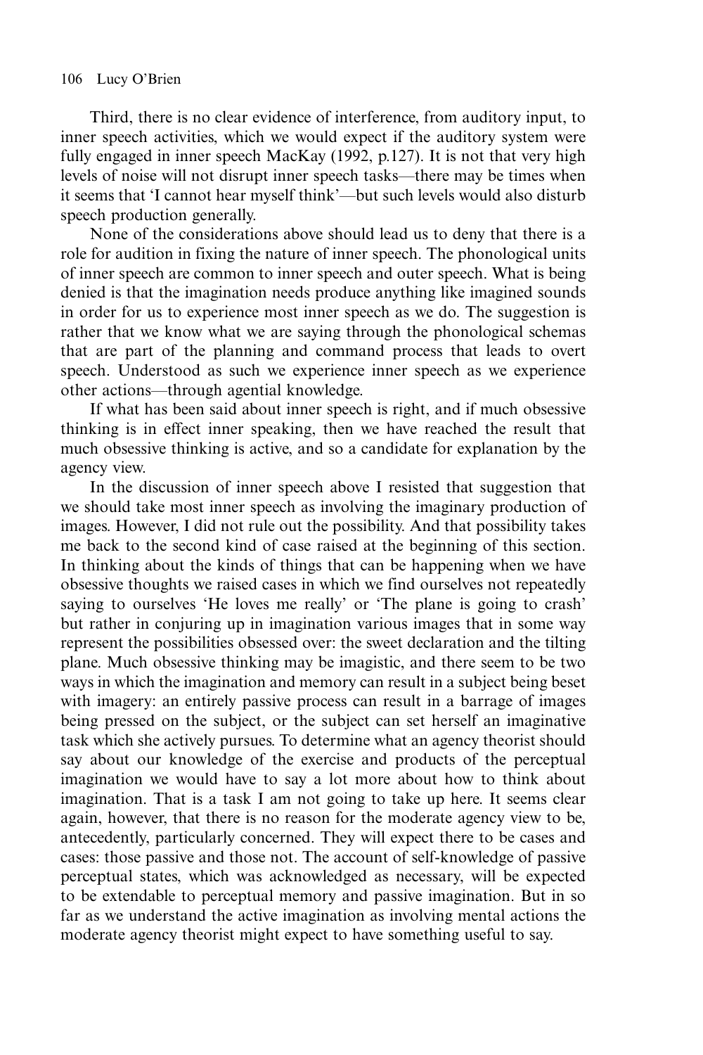Third, there is no clear evidence of interference, from auditory input, to inner speech activities, which we would expect if the auditory system were fully engaged in inner speech MacKay (1992, p.127). It is not that very high levels of noise will not disrupt inner speech tasks—there may be times when it seems that 'I cannot hear myself think'—but such levels would also disturb speech production generally.

None of the considerations above should lead us to deny that there is a role for audition in fixing the nature of inner speech. The phonological units of inner speech are common to inner speech and outer speech. What is being denied is that the imagination needs produce anything like imagined sounds in order for us to experience most inner speech as we do. The suggestion is rather that we know what we are saying through the phonological schemas that are part of the planning and command process that leads to overt speech. Understood as such we experience inner speech as we experience other actions—through agential knowledge.

If what has been said about inner speech is right, and if much obsessive thinking is in effect inner speaking, then we have reached the result that much obsessive thinking is active, and so a candidate for explanation by the agency view.

In the discussion of inner speech above I resisted that suggestion that we should take most inner speech as involving the imaginary production of images. However, I did not rule out the possibility. And that possibility takes me back to the second kind of case raised at the beginning of this section. In thinking about the kinds of things that can be happening when we have obsessive thoughts we raised cases in which we find ourselves not repeatedly saying to ourselves 'He loves me really' or 'The plane is going to crash' but rather in conjuring up in imagination various images that in some way represent the possibilities obsessed over: the sweet declaration and the tilting plane. Much obsessive thinking may be imagistic, and there seem to be two ways in which the imagination and memory can result in a subject being beset with imagery: an entirely passive process can result in a barrage of images being pressed on the subject, or the subject can set herself an imaginative task which she actively pursues. To determine what an agency theorist should say about our knowledge of the exercise and products of the perceptual imagination we would have to say a lot more about how to think about imagination. That is a task I am not going to take up here. It seems clear again, however, that there is no reason for the moderate agency view to be, antecedently, particularly concerned. They will expect there to be cases and cases: those passive and those not. The account of self-knowledge of passive perceptual states, which was acknowledged as necessary, will be expected to be extendable to perceptual memory and passive imagination. But in so far as we understand the active imagination as involving mental actions the moderate agency theorist might expect to have something useful to say.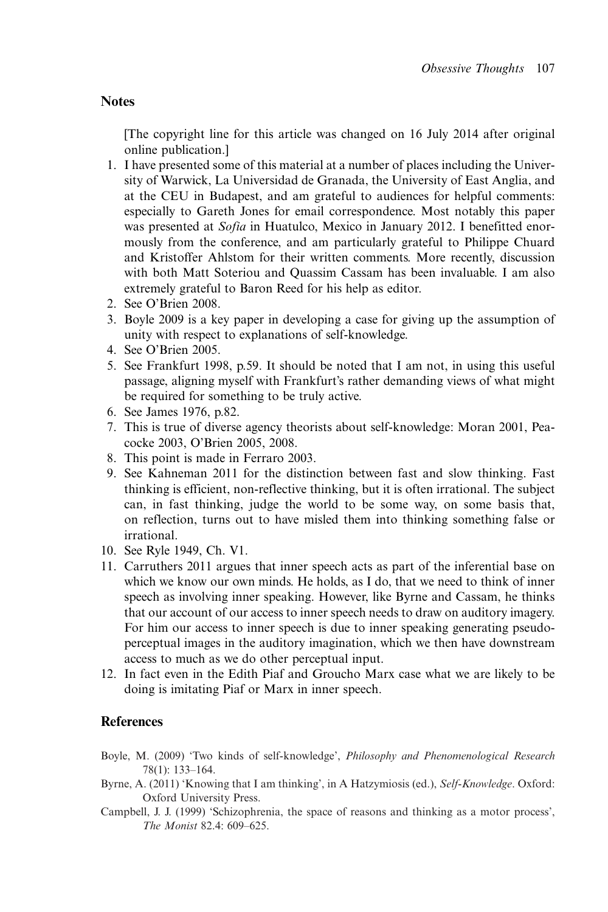## Notes

[The copyright line for this article was changed on 16 July 2014 after original online publication.]

1. I have presented some of this material at a number of places including the University of Warwick, La Universidad de Granada, the University of East Anglia, and at the CEU in Budapest, and am grateful to audiences for helpful comments: especially to Gareth Jones for email correspondence. Most notably this paper was presented at *Sofia* in Huatulco, Mexico in January 2012. I benefitted enormously from the conference, and am particularly grateful to Philippe Chuard and Kristoffer Ahlstom for their written comments. More recently, discussion with both Matt Soteriou and Quassim Cassam has been invaluable. I am also extremely grateful to Baron Reed for his help as editor.
2. See O'Brien 2008.
3. Boyle 2009 is a key paper in developing a case for giving up the assumption of unity with respect to explanations of self-knowledge.
4. See O'Brien 2005.
5. See Frankfurt 1998, p.59. It should be noted that I am not, in using this useful passage, aligning myself with Frankfurt's rather demanding views of what might be required for something to be truly active.
6. See James 1976, p.82.
7. This is true of diverse agency theorists about self-knowledge: Moran 2001, Peacocke 2003, O'Brien 2005, 2008.
8. This point is made in Ferraro 2003.
9. See Kahneman 2011 for the distinction between fast and slow thinking. Fast thinking is efficient, non-reflective thinking, but it is often irrational. The subject can, in fast thinking, judge the world to be some way, on some basis that, on reflection, turns out to have misled them into thinking something false or irrational.
10. See Ryle 1949, Ch. V1.
11. Carruthers 2011 argues that inner speech acts as part of the inferential base on which we know our own minds. He holds, as I do, that we need to think of inner speech as involving inner speaking. However, like Byrne and Cassam, he thinks that our account of our access to inner speech needs to draw on auditory imagery. For him our access to inner speech is due to inner speaking generating pseudo-perceptual images in the auditory imagination, which we then have downstream access to much as we do other perceptual input.
12. In fact even in the Edith Piaf and Groucho Marx case what we are likely to be doing is imitating Piaf or Marx in inner speech.

## References

Boyle, M. (2009) 'Two kinds of self-knowledge', *Philosophy and Phenomenological Research* 78(1): 133–164.

Byrne, A. (2011) 'Knowing that I am thinking', in A Hatzymiosis (ed.), *Self-Knowledge*. Oxford: Oxford University Press.

Campbell, J. J. (1999) 'Schizophrenia, the space of reasons and thinking as a motor process', *The Monist* 82.4: 609–625.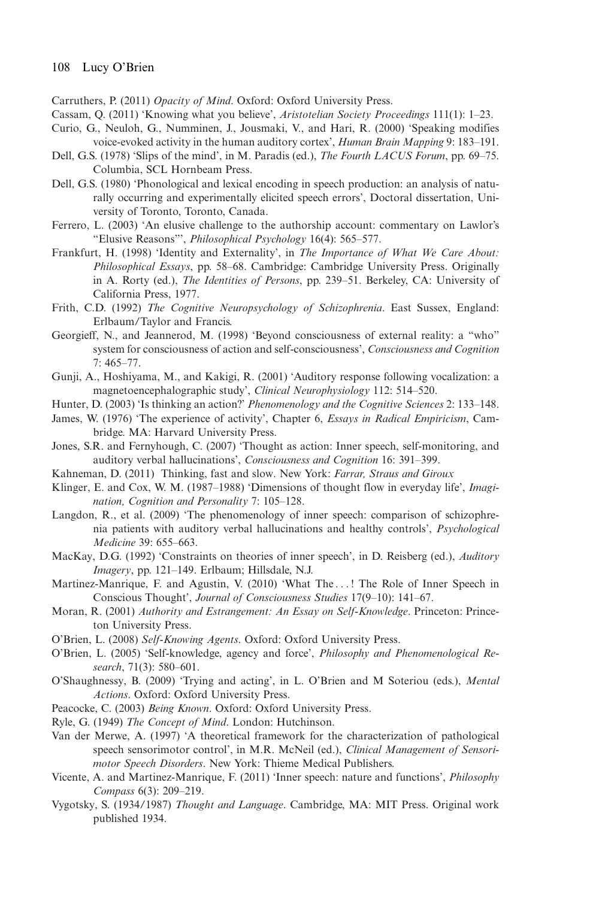Carruthers, P. (2011) *Opacity of Mind*. Oxford: Oxford University Press.

Cassam, Q. (2011) 'Knowing what you believe', *Aristotelian Society Proceedings* 111(1): 1–23.

Curio, G., Neuloh, G., Numminen, J., Jousmaki, V., and Hari, R. (2000) 'Speaking modifies voice-evoked activity in the human auditory cortex', *Human Brain Mapping* 9: 183–191.

Dell, G.S. (1978) 'Slips of the mind', in M. Paradis (ed.), *The Fourth LACUS Forum*, pp. 69–75. Columbia, SCL Hornbeam Press.

Dell, G.S. (1980) 'Phonological and lexical encoding in speech production: an analysis of naturally occurring and experimentally elicited speech errors', Doctoral dissertation, University of Toronto, Toronto, Canada.

Ferrero, L. (2003) 'An elusive challenge to the authorship account: commentary on Lawlor's "Elusive Reasons"', *Philosophical Psychology* 16(4): 565–577.

Frankfurt, H. (1998) 'Identity and Externality', in *The Importance of What We Care About: Philosophical Essays*, pp. 58–68. Cambridge: Cambridge University Press. Originally in A. Rorty (ed.), *The Identities of Persons*, pp. 239–51. Berkeley, CA: University of California Press, 1977.

Frith, C.D. (1992) *The Cognitive Neuropsychology of Schizophrenia*. East Sussex, England: Erlbaum/Taylor and Francis.

Georgieff, N., and Jeannerod, M. (1998) 'Beyond consciousness of external reality: a "who" system for consciousness of action and self-consciousness', *Consciousness and Cognition* 7: 465–77.

Gunji, A., Hoshiyama, M., and Kakigi, R. (2001) 'Auditory response following vocalization: a magnetoencephalographic study', *Clinical Neurophysiology* 112: 514–520.

Hunter, D. (2003) 'Is thinking an action?' *Phenomenology and the Cognitive Sciences* 2: 133–148.

James, W. (1976) 'The experience of activity', Chapter 6, *Essays in Radical Empiricism*, Cambridge. MA: Harvard University Press.

Jones, S.R. and Fernyhough, C. (2007) 'Thought as action: Inner speech, self-monitoring, and auditory verbal hallucinations', *Consciousness and Cognition* 16: 391–399.

Kahneman, D. (2011) Thinking, fast and slow. New York: *Farrar, Straus and Giroux*

Klinger, E. and Cox, W. M. (1987–1988) 'Dimensions of thought flow in everyday life', *Imagination, Cognition and Personality* 7: 105–128.

Langdon, R., et al. (2009) 'The phenomenology of inner speech: comparison of schizophrenia patients with auditory verbal hallucinations and healthy controls', *Psychological Medicine* 39: 655–663.

MacKay, D.G. (1992) 'Constraints on theories of inner speech', in D. Reisberg (ed.), *Auditory Imagery*, pp. 121–149. Erlbaum; Hillsdale, N.J.

Martinez-Manrique, F. and Agustin, V. (2010) 'What The . . . ! The Role of Inner Speech in Conscious Thought', *Journal of Consciousness Studies* 17(9–10): 141–67.

Moran, R. (2001) *Authority and Estrangement: An Essay on Self-Knowledge*. Princeton: Princeton University Press.

O'Brien, L. (2008) *Self-Knowing Agents*. Oxford: Oxford University Press.

O'Brien, L. (2005) 'Self-knowledge, agency and force', *Philosophy and Phenomenological Research*, 71(3): 580–601.

O'Shaughnessy, B. (2009) 'Trying and acting', in L. O'Brien and M Soteriou (eds.), *Mental Actions*. Oxford: Oxford University Press.

Peacocke, C. (2003) *Being Known*. Oxford: Oxford University Press.

Ryle, G. (1949) *The Concept of Mind*. London: Hutchinson.

Van der Merwe, A. (1997) 'A theoretical framework for the characterization of pathological speech sensorimotor control', in M.R. McNeil (ed.), *Clinical Management of Sensorimotor Speech Disorders*. New York: Thieme Medical Publishers.

Vicente, A. and Martinez-Manrique, F. (2011) 'Inner speech: nature and functions', *Philosophy Compass* 6(3): 209–219.

Vygotsky, S. (1934/1987) *Thought and Language*. Cambridge, MA: MIT Press. Original work published 1934.